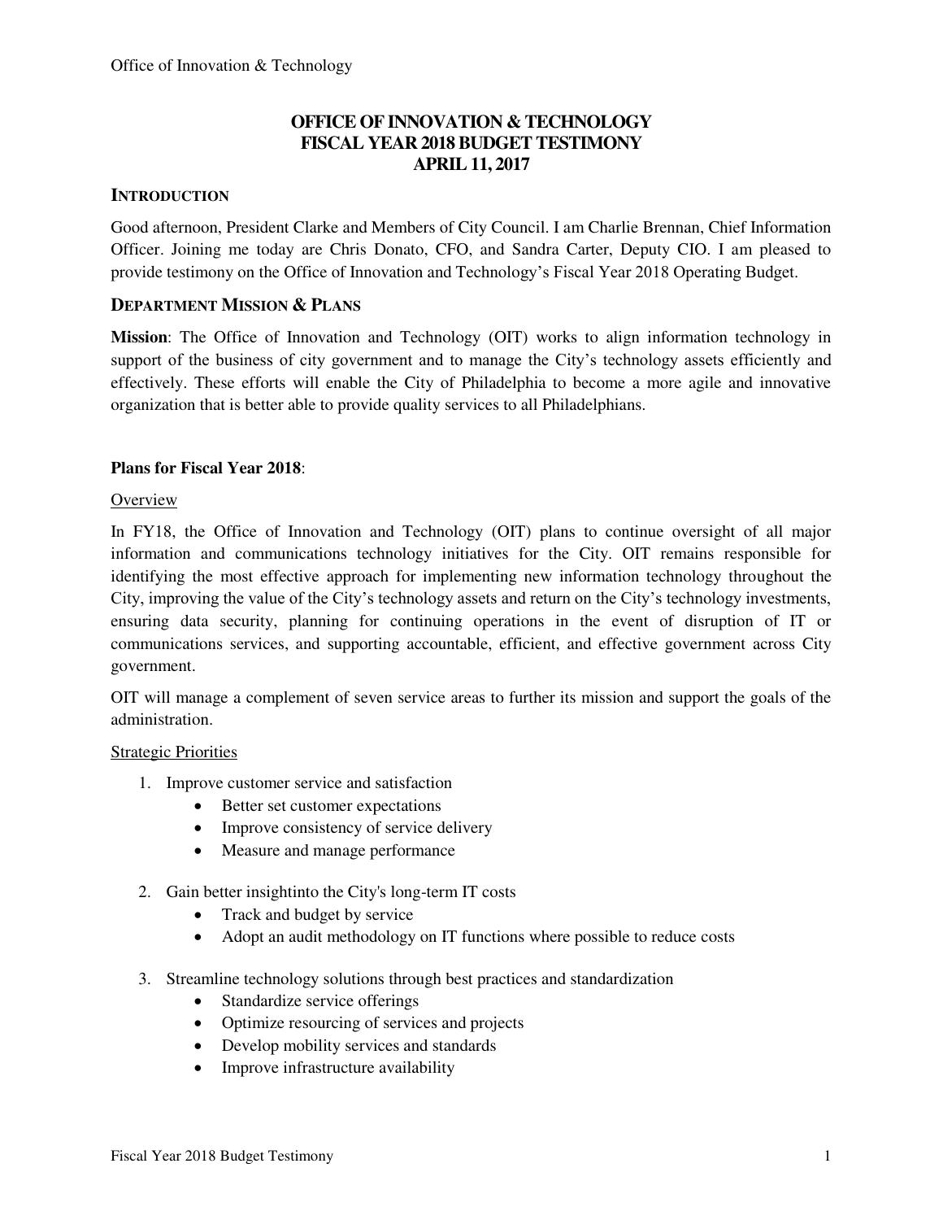# OFFICE OF INNOVATION & TECHNOLOGY
# FISCAL YEAR 2018 BUDGET TESTIMONY
# APRIL 11, 2017

## INTRODUCTION

Good afternoon, President Clarke and Members of City Council. I am Charlie Brennan, Chief Information Officer. Joining me today are Chris Donato, CFO, and Sandra Carter, Deputy CIO. I am pleased to provide testimony on the Office of Innovation and Technology's Fiscal Year 2018 Operating Budget.

## DEPARTMENT MISSION & PLANS

**Mission**: The Office of Innovation and Technology (OIT) works to align information technology in support of the business of city government and to manage the City's technology assets efficiently and effectively. These efforts will enable the City of Philadelphia to become a more agile and innovative organization that is better able to provide quality services to all Philadelphians.

**Plans for Fiscal Year 2018**:

Overview

In FY18, the Office of Innovation and Technology (OIT) plans to continue oversight of all major information and communications technology initiatives for the City. OIT remains responsible for identifying the most effective approach for implementing new information technology throughout the City, improving the value of the City's technology assets and return on the City's technology investments, ensuring data security, planning for continuing operations in the event of disruption of IT or communications services, and supporting accountable, efficient, and effective government across City government.

OIT will manage a complement of seven service areas to further its mission and support the goals of the administration.

Strategic Priorities

1. Improve customer service and satisfaction
   - Better set customer expectations
   - Improve consistency of service delivery
   - Measure and manage performance

2. Gain better insightinto the City's long-term IT costs
   - Track and budget by service
   - Adopt an audit methodology on IT functions where possible to reduce costs

3. Streamline technology solutions through best practices and standardization
   - Standardize service offerings
   - Optimize resourcing of services and projects
   - Develop mobility services and standards
   - Improve infrastructure availability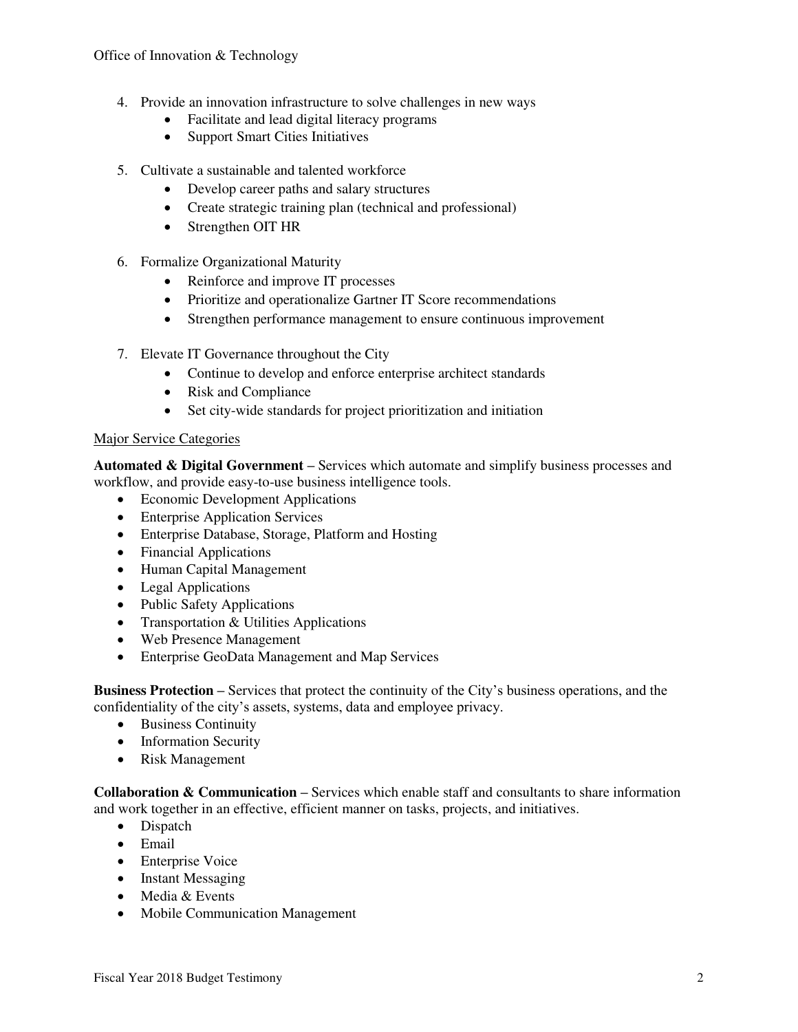4. Provide an innovation infrastructure to solve challenges in new ways
   - Facilitate and lead digital literacy programs
   - Support Smart Cities Initiatives

5. Cultivate a sustainable and talented workforce
   - Develop career paths and salary structures
   - Create strategic training plan (technical and professional)
   - Strengthen OIT HR

6. Formalize Organizational Maturity
   - Reinforce and improve IT processes
   - Prioritize and operationalize Gartner IT Score recommendations
   - Strengthen performance management to ensure continuous improvement

7. Elevate IT Governance throughout the City
   - Continue to develop and enforce enterprise architect standards
   - Risk and Compliance
   - Set city-wide standards for project prioritization and initiation

<u>Major Service Categories</u>

**Automated & Digital Government –** Services which automate and simplify business processes and workflow, and provide easy-to-use business intelligence tools.

- Economic Development Applications
- Enterprise Application Services
- Enterprise Database, Storage, Platform and Hosting
- Financial Applications
- Human Capital Management
- Legal Applications
- Public Safety Applications
- Transportation & Utilities Applications
- Web Presence Management
- Enterprise GeoData Management and Map Services

**Business Protection –** Services that protect the continuity of the City's business operations, and the confidentiality of the city's assets, systems, data and employee privacy.

- Business Continuity
- Information Security
- Risk Management

**Collaboration & Communication –** Services which enable staff and consultants to share information and work together in an effective, efficient manner on tasks, projects, and initiatives.

- Dispatch
- Email
- Enterprise Voice
- Instant Messaging
- Media & Events
- Mobile Communication Management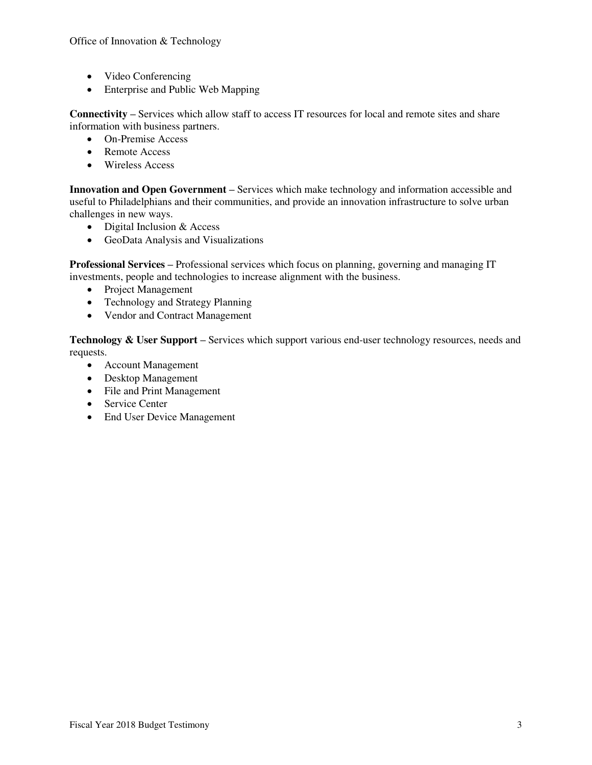- Video Conferencing
- Enterprise and Public Web Mapping

**Connectivity** – Services which allow staff to access IT resources for local and remote sites and share information with business partners.

- On-Premise Access
- Remote Access
- Wireless Access

**Innovation and Open Government** – Services which make technology and information accessible and useful to Philadelphians and their communities, and provide an innovation infrastructure to solve urban challenges in new ways.

- Digital Inclusion & Access
- GeoData Analysis and Visualizations

**Professional Services** – Professional services which focus on planning, governing and managing IT investments, people and technologies to increase alignment with the business.

- Project Management
- Technology and Strategy Planning
- Vendor and Contract Management

**Technology & User Support** – Services which support various end-user technology resources, needs and requests.

- Account Management
- Desktop Management
- File and Print Management
- Service Center
- End User Device Management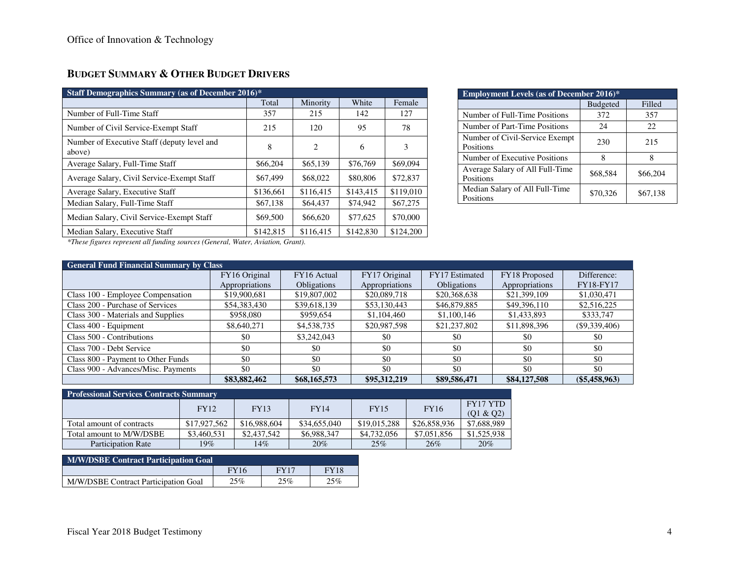## BUDGET SUMMARY & OTHER BUDGET DRIVERS

| Staff Demographics Summary (as of December 2016)* | | | | |
|---|---|---|---|---|
| | Total | Minority | White | Female |
| Number of Full-Time Staff | 357 | 215 | 142 | 127 |
| Number of Civil Service-Exempt Staff | 215 | 120 | 95 | 78 |
| Number of Executive Staff (deputy level and above) | 8 | 2 | 6 | 3 |
| Average Salary, Full-Time Staff | $66,204 | $65,139 | $76,769 | $69,094 |
| Average Salary, Civil Service-Exempt Staff | $67,499 | $68,022 | $80,806 | $72,837 |
| Average Salary, Executive Staff | $136,661 | $116,415 | $143,415 | $119,010 |
| Median Salary, Full-Time Staff | $67,138 | $64,437 | $74,942 | $67,275 |
| Median Salary, Civil Service-Exempt Staff | $69,500 | $66,620 | $77,625 | $70,000 |
| Median Salary, Executive Staff | $142,815 | $116,415 | $142,830 | $124,200 |

*These figures represent all funding sources (General, Water, Aviation, Grant).*

| Employment Levels (as of December 2016)* | | |
|---|---|---|
| | Budgeted | Filled |
| Number of Full-Time Positions | 372 | 357 |
| Number of Part-Time Positions | 24 | 22 |
| Number of Civil-Service Exempt Positions | 230 | 215 |
| Number of Executive Positions | 8 | 8 |
| Average Salary of All Full-Time Positions | $68,584 | $66,204 |
| Median Salary of All Full-Time Positions | $70,326 | $67,138 |

| General Fund Financial Summary by Class | | | | | | |
|---|---|---|---|---|---|---|
| | FY16 Original Appropriations | FY16 Actual Obligations | FY17 Original Appropriations | FY17 Estimated Obligations | FY18 Proposed Appropriations | Difference: FY18-FY17 |
| Class 100 - Employee Compensation | $19,900,681 | $19,807,002 | $20,089,718 | $20,368,638 | $21,399,109 | $1,030,471 |
| Class 200 - Purchase of Services | $54,383,430 | $39,618,139 | $53,130,443 | $46,879,885 | $49,396,110 | $2,516,225 |
| Class 300 - Materials and Supplies | $958,080 | $959,654 | $1,104,460 | $1,100,146 | $1,433,893 | $333,747 |
| Class 400 - Equipment | $8,640,271 | $4,538,735 | $20,987,598 | $21,237,802 | $11,898,396 | ($9,339,406) |
| Class 500 - Contributions | $0 | $3,242,043 | $0 | $0 | $0 | $0 |
| Class 700 - Debt Service | $0 | $0 | $0 | $0 | $0 | $0 |
| Class 800 - Payment to Other Funds | $0 | $0 | $0 | $0 | $0 | $0 |
| Class 900 - Advances/Misc. Payments | $0 | $0 | $0 | $0 | $0 | $0 |
| | **$83,882,462** | **$68,165,573** | **$95,312,219** | **$89,586,471** | **$84,127,508** | **($5,458,963)** |

| Professional Services Contracts Summary | | | | | | |
|---|---|---|---|---|---|---|
| | FY12 | FY13 | FY14 | FY15 | FY16 | FY17 YTD (Q1 & Q2) |
| Total amount of contracts | $17,927,562 | $16,988,604 | $34,655,040 | $19,015,288 | $26,858,936 | $7,688,989 |
| Total amount to M/W/DSBE | $3,460,531 | $2,437,542 | $6,988,347 | $4,732,056 | $7,051,856 | $1,525,938 |
| Participation Rate | 19% | 14% | 20% | 25% | 26% | 20% |

| M/W/DSBE Contract Participation Goal | | | |
|---|---|---|---|
| | FY16 | FY17 | FY18 |
| M/W/DSBE Contract Participation Goal | 25% | 25% | 25% |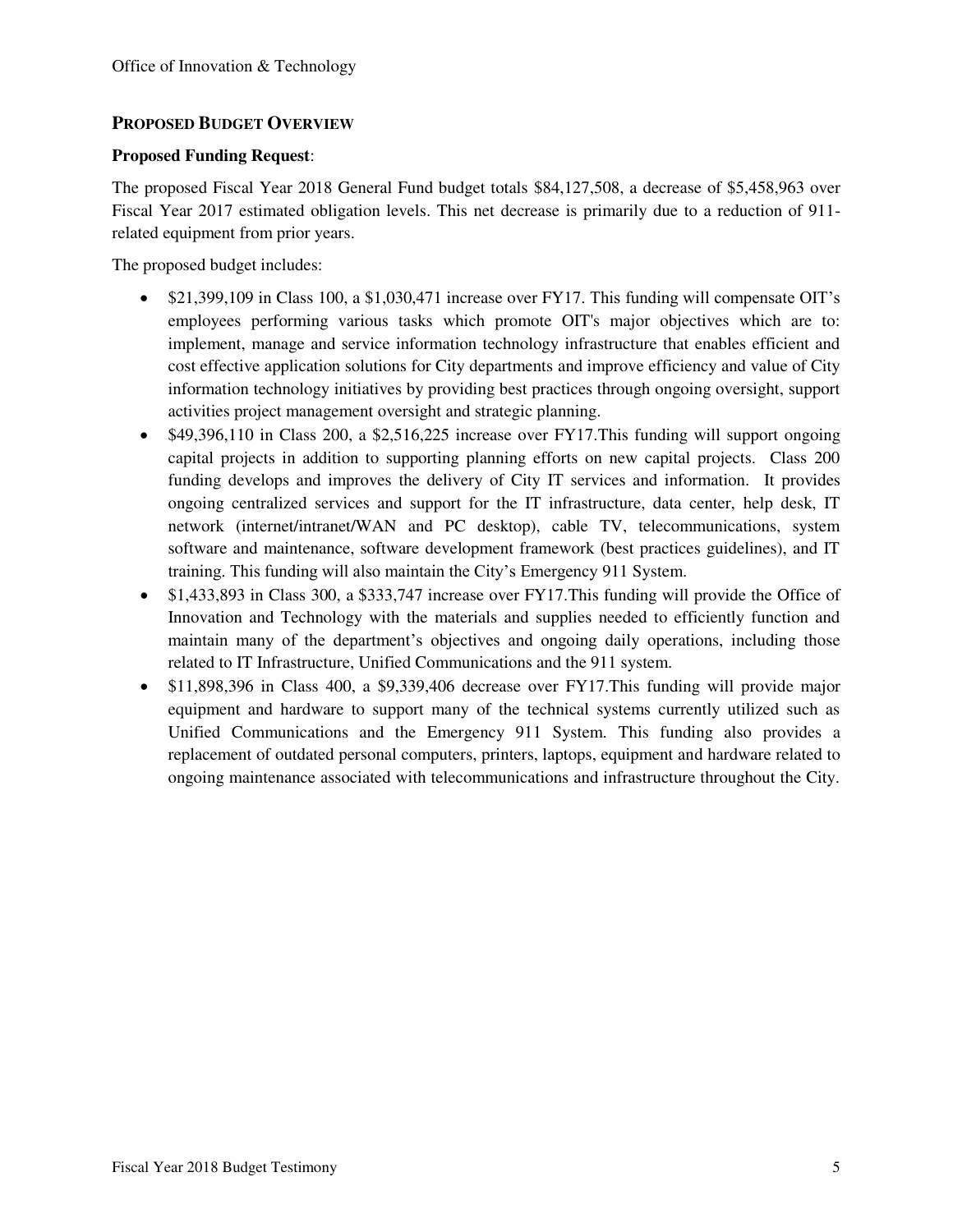## PROPOSED BUDGET OVERVIEW

**Proposed Funding Request**:

The proposed Fiscal Year 2018 General Fund budget totals $84,127,508, a decrease of $5,458,963 over Fiscal Year 2017 estimated obligation levels. This net decrease is primarily due to a reduction of 911-related equipment from prior years.

The proposed budget includes:

- $21,399,109 in Class 100, a $1,030,471 increase over FY17. This funding will compensate OIT's employees performing various tasks which promote OIT's major objectives which are to: implement, manage and service information technology infrastructure that enables efficient and cost effective application solutions for City departments and improve efficiency and value of City information technology initiatives by providing best practices through ongoing oversight, support activities project management oversight and strategic planning.
- $49,396,110 in Class 200, a $2,516,225 increase over FY17.This funding will support ongoing capital projects in addition to supporting planning efforts on new capital projects. Class 200 funding develops and improves the delivery of City IT services and information. It provides ongoing centralized services and support for the IT infrastructure, data center, help desk, IT network (internet/intranet/WAN and PC desktop), cable TV, telecommunications, system software and maintenance, software development framework (best practices guidelines), and IT training. This funding will also maintain the City's Emergency 911 System.
- $1,433,893 in Class 300, a $333,747 increase over FY17.This funding will provide the Office of Innovation and Technology with the materials and supplies needed to efficiently function and maintain many of the department's objectives and ongoing daily operations, including those related to IT Infrastructure, Unified Communications and the 911 system.
- $11,898,396 in Class 400, a $9,339,406 decrease over FY17.This funding will provide major equipment and hardware to support many of the technical systems currently utilized such as Unified Communications and the Emergency 911 System. This funding also provides a replacement of outdated personal computers, printers, laptops, equipment and hardware related to ongoing maintenance associated with telecommunications and infrastructure throughout the City.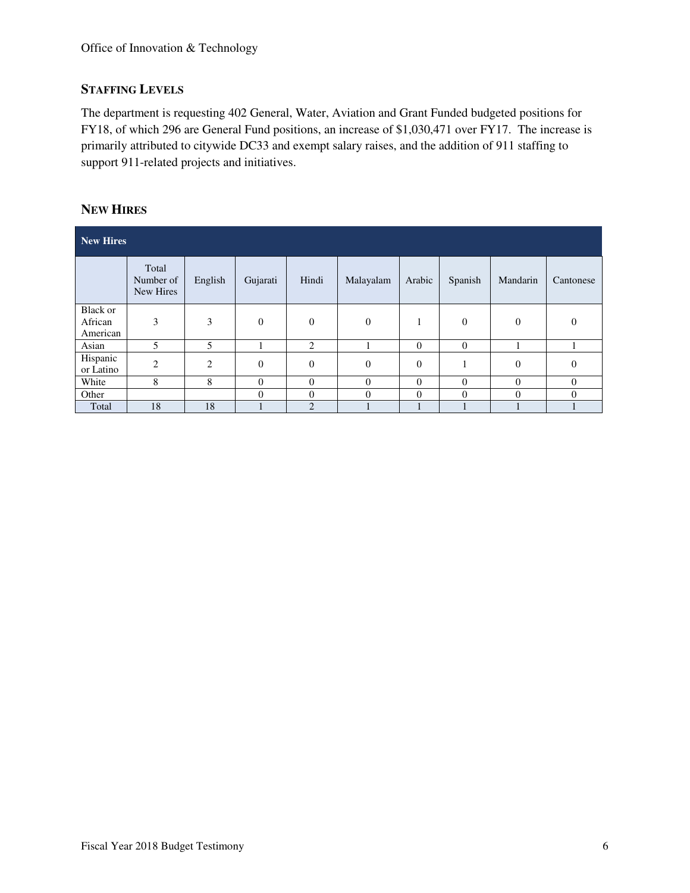## STAFFING LEVELS

The department is requesting 402 General, Water, Aviation and Grant Funded budgeted positions for FY18, of which 296 are General Fund positions, an increase of $1,030,471 over FY17. The increase is primarily attributed to citywide DC33 and exempt salary raises, and the addition of 911 staffing to support 911-related projects and initiatives.

## NEW HIRES

| New Hires | | | | | | | | | |
|---|---|---|---|---|---|---|---|---|---|
| | Total Number of New Hires | English | Gujarati | Hindi | Malayalam | Arabic | Spanish | Mandarin | Cantonese |
| Black or African American | 3 | 3 | 0 | 0 | 0 | 1 | 0 | 0 | 0 |
| Asian | 5 | 5 | 1 | 2 | 1 | 0 | 0 | 1 | 1 |
| Hispanic or Latino | 2 | 2 | 0 | 0 | 0 | 0 | 1 | 0 | 0 |
| White | 8 | 8 | 0 | 0 | 0 | 0 | 0 | 0 | 0 |
| Other | | | 0 | 0 | 0 | 0 | 0 | 0 | 0 |
| Total | 18 | 18 | 1 | 2 | 1 | 1 | 1 | 1 | 1 |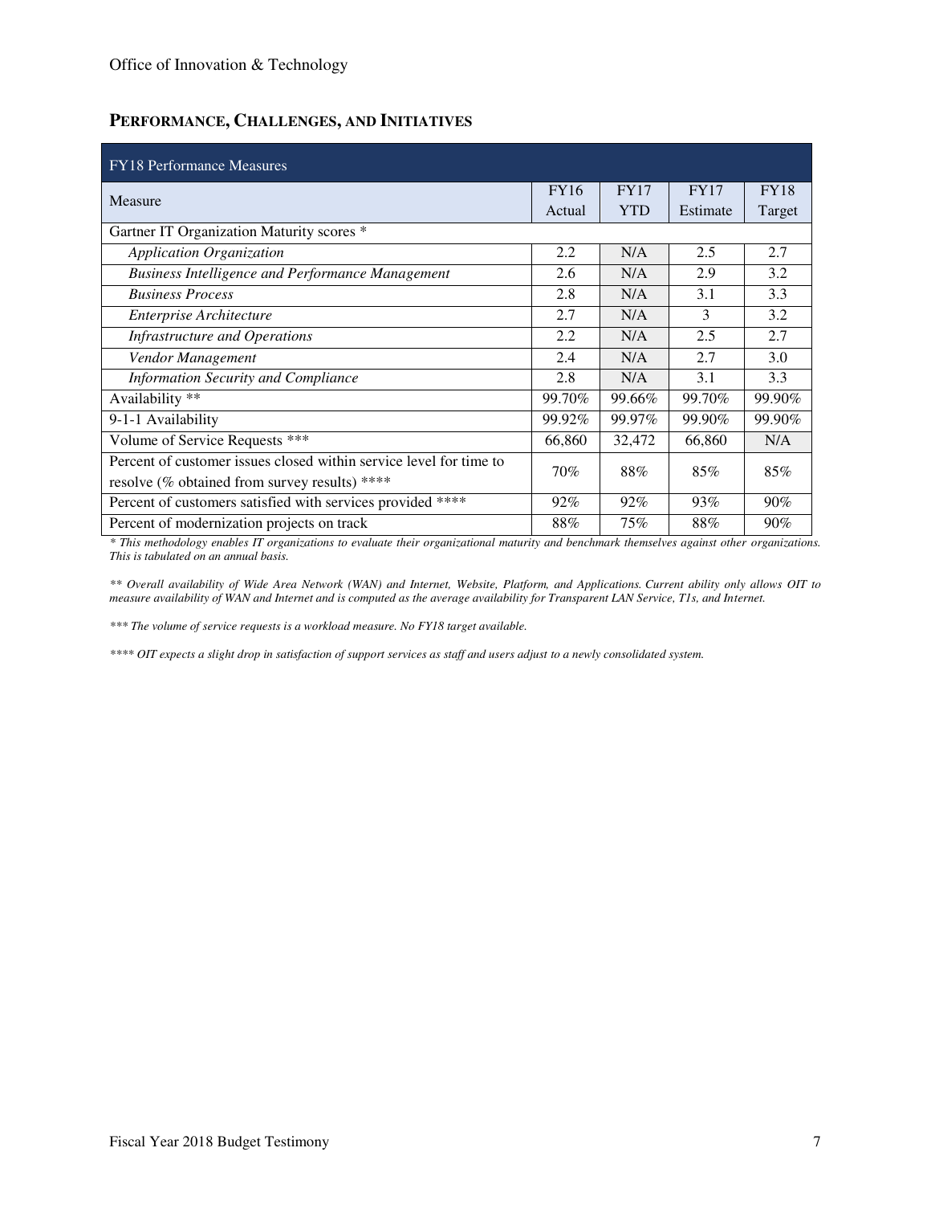## PERFORMANCE, CHALLENGES, AND INITIATIVES

| FY18 Performance Measures | | | | |
|---|---|---|---|---|
| Measure | FY16 Actual | FY17 YTD | FY17 Estimate | FY18 Target |
| Gartner IT Organization Maturity scores * | | | | |
| *Application Organization* | 2.2 | N/A | 2.5 | 2.7 |
| *Business Intelligence and Performance Management* | 2.6 | N/A | 2.9 | 3.2 |
| *Business Process* | 2.8 | N/A | 3.1 | 3.3 |
| *Enterprise Architecture* | 2.7 | N/A | 3 | 3.2 |
| *Infrastructure and Operations* | 2.2 | N/A | 2.5 | 2.7 |
| *Vendor Management* | 2.4 | N/A | 2.7 | 3.0 |
| *Information Security and Compliance* | 2.8 | N/A | 3.1 | 3.3 |
| Availability ** | 99.70% | 99.66% | 99.70% | 99.90% |
| 9-1-1 Availability | 99.92% | 99.97% | 99.90% | 99.90% |
| Volume of Service Requests *** | 66,860 | 32,472 | 66,860 | N/A |
| Percent of customer issues closed within service level for time to resolve (% obtained from survey results) **** | 70% | 88% | 85% | 85% |
| Percent of customers satisfied with services provided **** | 92% | 92% | 93% | 90% |
| Percent of modernization projects on track | 88% | 75% | 88% | 90% |

*\* This methodology enables IT organizations to evaluate their organizational maturity and benchmark themselves against other organizations. This is tabulated on an annual basis.*

*\*\* Overall availability of Wide Area Network (WAN) and Internet, Website, Platform, and Applications. Current ability only allows OIT to measure availability of WAN and Internet and is computed as the average availability for Transparent LAN Service, T1s, and Internet.*

*\*\*\* The volume of service requests is a workload measure. No FY18 target available.*

*\*\*\*\* OIT expects a slight drop in satisfaction of support services as staff and users adjust to a newly consolidated system.*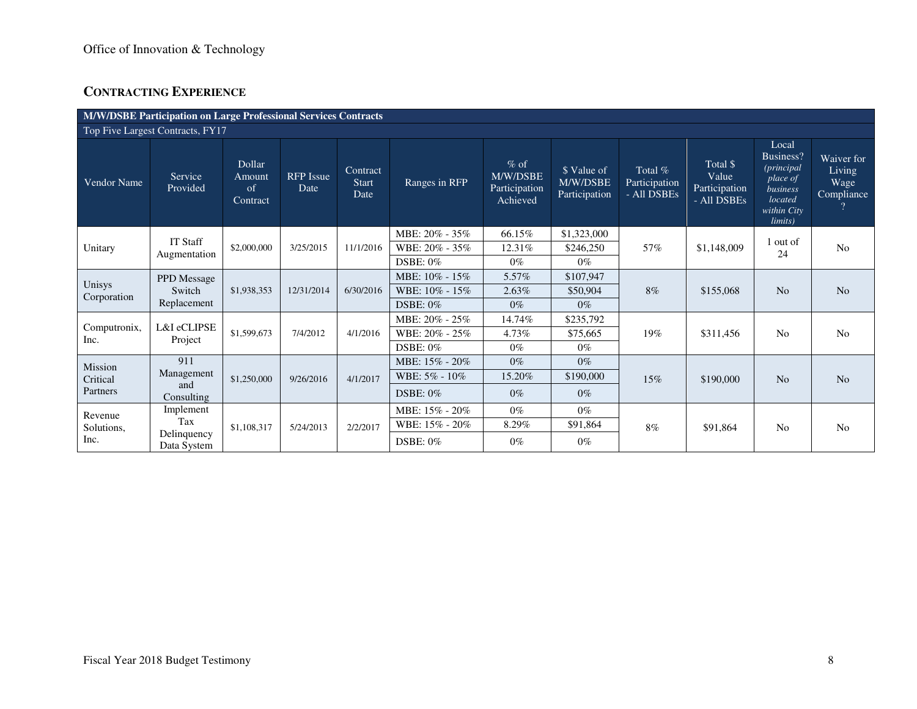## Contracting Experience

| M/W/DSBE Participation on Large Professional Services Contracts | | | | | | | | | | | |
|---|---|---|---|---|---|---|---|---|---|---|---|
| Top Five Largest Contracts, FY17 | | | | | | | | | | | |
| Vendor Name | Service Provided | Dollar Amount of Contract | RFP Issue Date | Contract Start Date | Ranges in RFP | % of M/W/DSBE Participation Achieved | $ Value of M/W/DSBE Participation | Total % Participation - All DSBEs | Total $ Value Participation - All DSBEs | Local Business? *(principal place of business located within City limits)* | Waiver for Living Wage Compliance? |
| Unitary | IT Staff Augmentation | $2,000,000 | 3/25/2015 | 11/1/2016 | MBE: 20% - 35% | 66.15% | $1,323,000 | 57% | $1,148,009 | 1 out of 24 | No |
| | | | | | WBE: 20% - 35% | 12.31% | $246,250 | | | | |
| | | | | | DSBE: 0% | 0% | 0% | | | | |
| Unisys Corporation | PPD Message Switch Replacement | $1,938,353 | 12/31/2014 | 6/30/2016 | MBE: 10% - 15% | 5.57% | $107,947 | 8% | $155,068 | No | No |
| | | | | | WBE: 10% - 15% | 2.63% | $50,904 | | | | |
| | | | | | DSBE: 0% | 0% | 0% | | | | |
| Computronix, Inc. | L&I eCLIPSE Project | $1,599,673 | 7/4/2012 | 4/1/2016 | MBE: 20% - 25% | 14.74% | $235,792 | 19% | $311,456 | No | No |
| | | | | | WBE: 20% - 25% | 4.73% | $75,665 | | | | |
| | | | | | DSBE: 0% | 0% | 0% | | | | |
| Mission Critical Partners | 911 Management and Consulting | $1,250,000 | 9/26/2016 | 4/1/2017 | MBE: 15% - 20% | 0% | 0% | 15% | $190,000 | No | No |
| | | | | | WBE: 5% - 10% | 15.20% | $190,000 | | | | |
| | | | | | DSBE: 0% | 0% | 0% | | | | |
| Revenue Solutions, Inc. | Implement Tax Delinquency Data System | $1,108,317 | 5/24/2013 | 2/2/2017 | MBE: 15% - 20% | 0% | 0% | 8% | $91,864 | No | No |
| | | | | | WBE: 15% - 20% | 8.29% | $91,864 | | | | |
| | | | | | DSBE: 0% | 0% | 0% | | | | |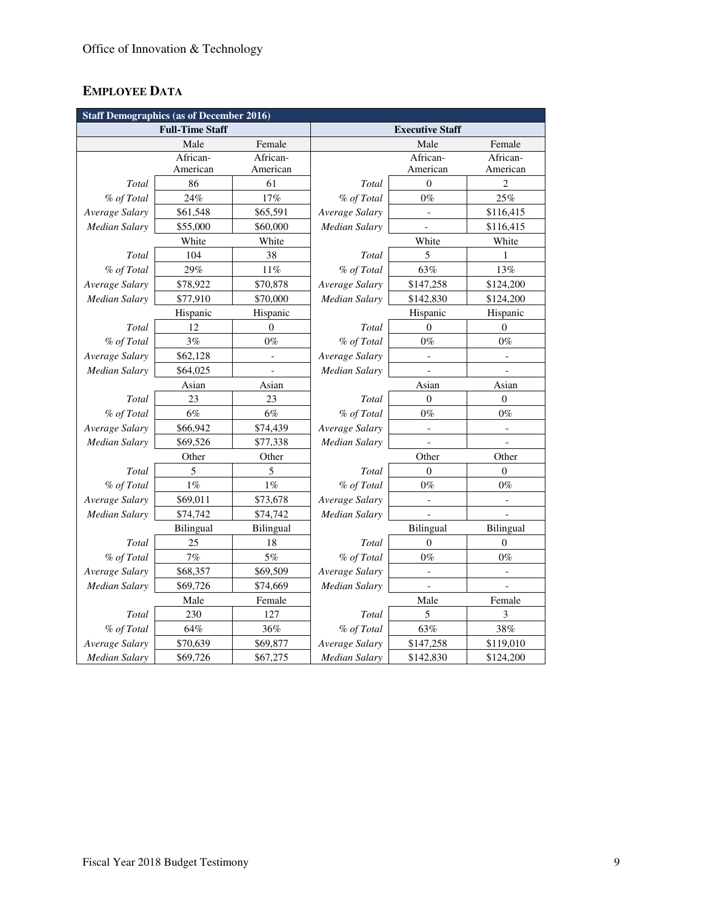Office of Innovation & Technology

## EMPLOYEE DATA

| Staff Demographics (as of December 2016) | | | | | |
|---|---|---|---|---|---|
| Full-Time Staff | | | Executive Staff | | |
| | Male | Female | | Male | Female |
| | African-American | African-American | | African-American | African-American |
| *Total* | 86 | 61 | *Total* | 0 | 2 |
| *% of Total* | 24% | 17% | *% of Total* | 0% | 25% |
| *Average Salary* | $61,548 | $65,591 | *Average Salary* | - | $116,415 |
| *Median Salary* | $55,000 | $60,000 | *Median Salary* | - | $116,415 |
| | White | White | | White | White |
| *Total* | 104 | 38 | *Total* | 5 | 1 |
| *% of Total* | 29% | 11% | *% of Total* | 63% | 13% |
| *Average Salary* | $78,922 | $70,878 | *Average Salary* | $147,258 | $124,200 |
| *Median Salary* | $77,910 | $70,000 | *Median Salary* | $142,830 | $124,200 |
| | Hispanic | Hispanic | | Hispanic | Hispanic |
| *Total* | 12 | 0 | *Total* | 0 | 0 |
| *% of Total* | 3% | 0% | *% of Total* | 0% | 0% |
| *Average Salary* | $62,128 | - | *Average Salary* | - | - |
| *Median Salary* | $64,025 | - | *Median Salary* | - | - |
| | Asian | Asian | | Asian | Asian |
| *Total* | 23 | 23 | *Total* | 0 | 0 |
| *% of Total* | 6% | 6% | *% of Total* | 0% | 0% |
| *Average Salary* | $66,942 | $74,439 | *Average Salary* | - | - |
| *Median Salary* | $69,526 | $77,338 | *Median Salary* | - | - |
| | Other | Other | | Other | Other |
| *Total* | 5 | 5 | *Total* | 0 | 0 |
| *% of Total* | 1% | 1% | *% of Total* | 0% | 0% |
| *Average Salary* | $69,011 | $73,678 | *Average Salary* | - | - |
| *Median Salary* | $74,742 | $74,742 | *Median Salary* | - | - |
| | Bilingual | Bilingual | | Bilingual | Bilingual |
| *Total* | 25 | 18 | *Total* | 0 | 0 |
| *% of Total* | 7% | 5% | *% of Total* | 0% | 0% |
| *Average Salary* | $68,357 | $69,509 | *Average Salary* | - | - |
| *Median Salary* | $69,726 | $74,669 | *Median Salary* | - | - |
| | Male | Female | | Male | Female |
| *Total* | 230 | 127 | *Total* | 5 | 3 |
| *% of Total* | 64% | 36% | *% of Total* | 63% | 38% |
| *Average Salary* | $70,639 | $69,877 | *Average Salary* | $147,258 | $119,010 |
| *Median Salary* | $69,726 | $67,275 | *Median Salary* | $142,830 | $124,200 |

Fiscal Year 2018 Budget Testimony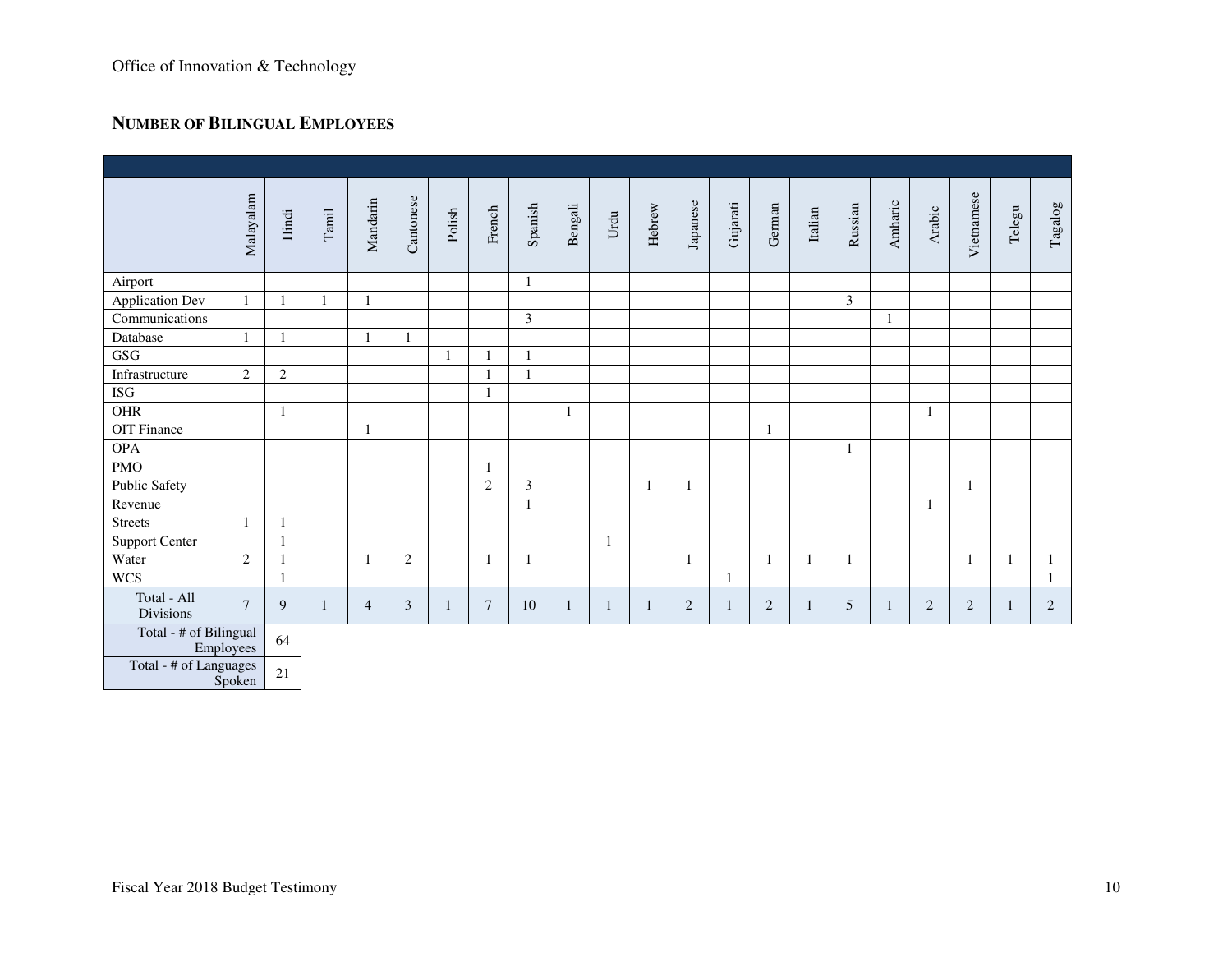## **NUMBER OF BILINGUAL EMPLOYEES**

| | Malayalam | Hindi | Tamil | Mandarin | Cantonese | Polish | French | Spanish | Bengali | Urdu | Hebrew | Japanese | Gujarati | German | Italian | Russian | Amharic | Arabic | Vietnamese | Telegu | Tagalog |
|---|---|---|---|---|---|---|---|---|---|---|---|---|---|---|---|---|---|---|---|---|---|
| Airport | | | | | | | | 1 | | | | | | | | | | | | | |
| Application Dev | 1 | 1 | 1 | 1 | | | | | | | | | | | | 3 | | | | | |
| Communications | | | | | | | | 3 | | | | | | | | | 1 | | | | |
| Database | 1 | 1 | | 1 | 1 | | | | | | | | | | | | | | | | |
| GSG | | | | | | 1 | 1 | 1 | | | | | | | | | | | | | |
| Infrastructure | 2 | 2 | | | | | 1 | 1 | | | | | | | | | | | | | |
| ISG | | | | | | | 1 | | | | | | | | | | | | | | |
| OHR | | 1 | | | | | | | 1 | | | | | | | | | 1 | | | |
| OIT Finance | | | | 1 | | | | | | | | | | 1 | | | | | | | |
| OPA | | | | | | | | | | | | | | | | 1 | | | | | |
| PMO | | | | | | | 1 | | | | | | | | | | | | | | |
| Public Safety | | | | | | | 2 | 3 | | | 1 | 1 | | | | | | | 1 | | |
| Revenue | | | | | | | | 1 | | | | | | | | | | 1 | | | |
| Streets | 1 | 1 | | | | | | | | | | | | | | | | | | | |
| Support Center | | 1 | | | | | | | | 1 | | | | | | | | | | | |
| Water | 2 | 1 | | 1 | 2 | | 1 | 1 | | | | 1 | | 1 | 1 | 1 | | | 1 | 1 | 1 |
| WCS | | 1 | | | | | | | | | | | 1 | | | | | | | | 1 |
| Total - All Divisions | 7 | 9 | 1 | 4 | 3 | 1 | 7 | 10 | 1 | 1 | 1 | 2 | 1 | 2 | 1 | 5 | 1 | 2 | 2 | 1 | 2 |
| Total - # of Bilingual Employees | 64 | | | | | | | | | | | | | | | | | | | | |
| Total - # of Languages Spoken | 21 | | | | | | | | | | | | | | | | | | | | |